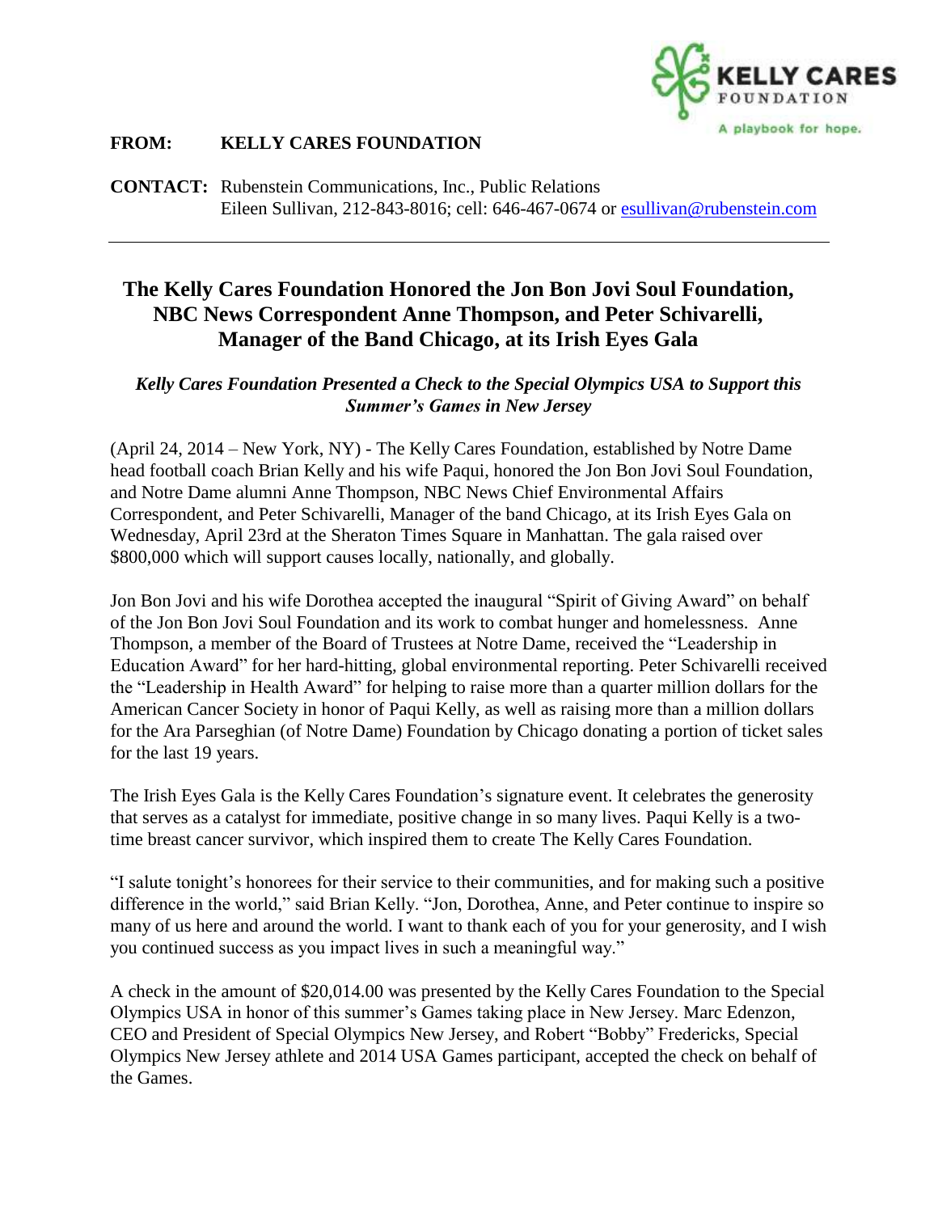KELLY CARES FOUNDATION
A playbook for hope.

**FROM:** **KELLY CARES FOUNDATION**

**CONTACT:** Rubenstein Communications, Inc., Public Relations
Eileen Sullivan, 212-843-8016; cell: 646-467-0674 or esullivan@rubenstein.com

---

# The Kelly Cares Foundation Honored the Jon Bon Jovi Soul Foundation, NBC News Correspondent Anne Thompson, and Peter Schivarelli, Manager of the Band Chicago, at its Irish Eyes Gala

***Kelly Cares Foundation Presented a Check to the Special Olympics USA to Support this Summer's Games in New Jersey***

(April 24, 2014 – New York, NY) - The Kelly Cares Foundation, established by Notre Dame head football coach Brian Kelly and his wife Paqui, honored the Jon Bon Jovi Soul Foundation, and Notre Dame alumni Anne Thompson, NBC News Chief Environmental Affairs Correspondent, and Peter Schivarelli, Manager of the band Chicago, at its Irish Eyes Gala on Wednesday, April 23rd at the Sheraton Times Square in Manhattan. The gala raised over $800,000 which will support causes locally, nationally, and globally.

Jon Bon Jovi and his wife Dorothea accepted the inaugural "Spirit of Giving Award" on behalf of the Jon Bon Jovi Soul Foundation and its work to combat hunger and homelessness. Anne Thompson, a member of the Board of Trustees at Notre Dame, received the "Leadership in Education Award" for her hard-hitting, global environmental reporting. Peter Schivarelli received the "Leadership in Health Award" for helping to raise more than a quarter million dollars for the American Cancer Society in honor of Paqui Kelly, as well as raising more than a million dollars for the Ara Parseghian (of Notre Dame) Foundation by Chicago donating a portion of ticket sales for the last 19 years.

The Irish Eyes Gala is the Kelly Cares Foundation's signature event. It celebrates the generosity that serves as a catalyst for immediate, positive change in so many lives. Paqui Kelly is a two-time breast cancer survivor, which inspired them to create The Kelly Cares Foundation.

"I salute tonight's honorees for their service to their communities, and for making such a positive difference in the world," said Brian Kelly. "Jon, Dorothea, Anne, and Peter continue to inspire so many of us here and around the world. I want to thank each of you for your generosity, and I wish you continued success as you impact lives in such a meaningful way."

A check in the amount of $20,014.00 was presented by the Kelly Cares Foundation to the Special Olympics USA in honor of this summer's Games taking place in New Jersey. Marc Edenzon, CEO and President of Special Olympics New Jersey, and Robert "Bobby" Fredericks, Special Olympics New Jersey athlete and 2014 USA Games participant, accepted the check on behalf of the Games.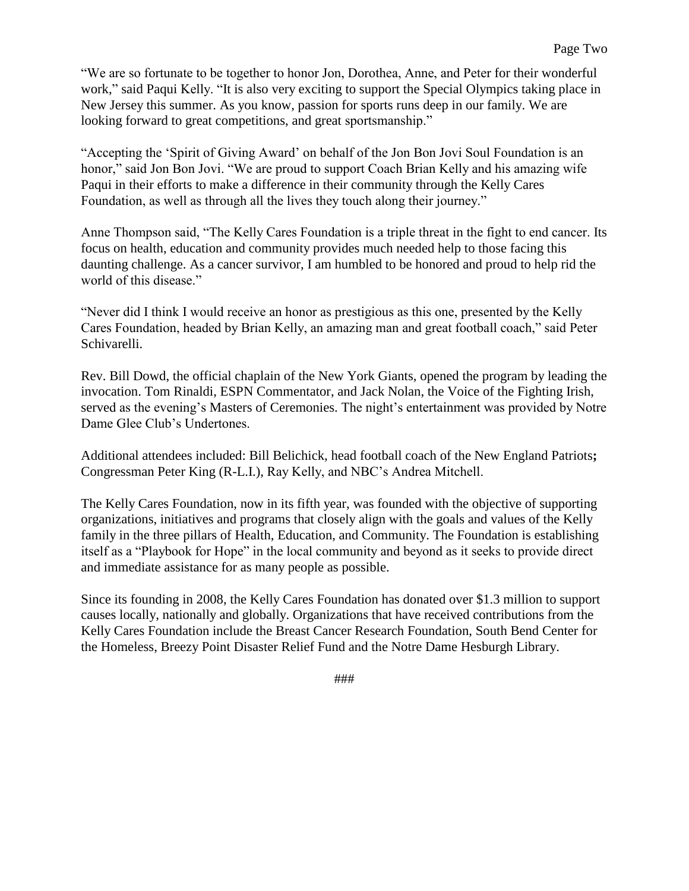"We are so fortunate to be together to honor Jon, Dorothea, Anne, and Peter for their wonderful work," said Paqui Kelly. "It is also very exciting to support the Special Olympics taking place in New Jersey this summer. As you know, passion for sports runs deep in our family. We are looking forward to great competitions, and great sportsmanship."

"Accepting the 'Spirit of Giving Award' on behalf of the Jon Bon Jovi Soul Foundation is an honor," said Jon Bon Jovi. "We are proud to support Coach Brian Kelly and his amazing wife Paqui in their efforts to make a difference in their community through the Kelly Cares Foundation, as well as through all the lives they touch along their journey."

Anne Thompson said, "The Kelly Cares Foundation is a triple threat in the fight to end cancer. Its focus on health, education and community provides much needed help to those facing this daunting challenge. As a cancer survivor, I am humbled to be honored and proud to help rid the world of this disease."

"Never did I think I would receive an honor as prestigious as this one, presented by the Kelly Cares Foundation, headed by Brian Kelly, an amazing man and great football coach," said Peter Schivarelli.

Rev. Bill Dowd, the official chaplain of the New York Giants, opened the program by leading the invocation. Tom Rinaldi, ESPN Commentator, and Jack Nolan, the Voice of the Fighting Irish, served as the evening's Masters of Ceremonies. The night's entertainment was provided by Notre Dame Glee Club's Undertones.

Additional attendees included: Bill Belichick, head football coach of the New England Patriots**;** Congressman Peter King (R-L.I.), Ray Kelly, and NBC's Andrea Mitchell.

The Kelly Cares Foundation, now in its fifth year, was founded with the objective of supporting organizations, initiatives and programs that closely align with the goals and values of the Kelly family in the three pillars of Health, Education, and Community. The Foundation is establishing itself as a "Playbook for Hope" in the local community and beyond as it seeks to provide direct and immediate assistance for as many people as possible.

Since its founding in 2008, the Kelly Cares Foundation has donated over $1.3 million to support causes locally, nationally and globally. Organizations that have received contributions from the Kelly Cares Foundation include the Breast Cancer Research Foundation, South Bend Center for the Homeless, Breezy Point Disaster Relief Fund and the Notre Dame Hesburgh Library.

###